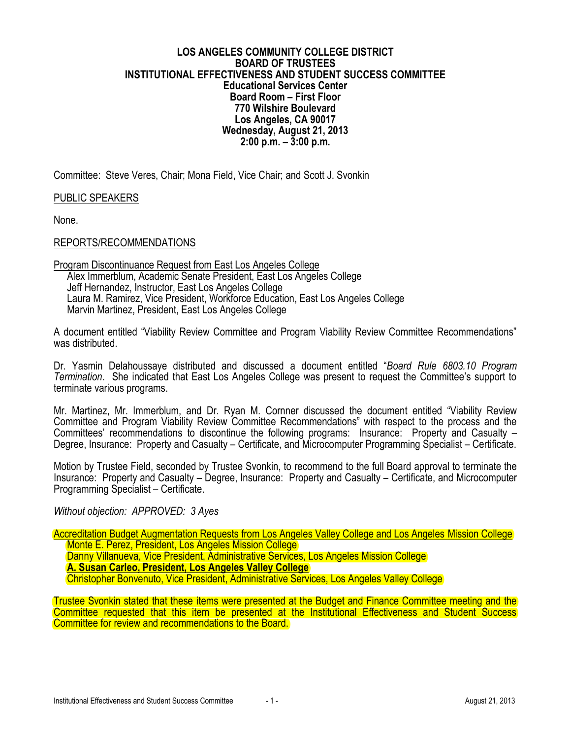**LOS ANGELES COMMUNITY COLLEGE DISTRICT**
**BOARD OF TRUSTEES**
**INSTITUTIONAL EFFECTIVENESS AND STUDENT SUCCESS COMMITTEE**
**Educational Services Center**
**Board Room – First Floor**
**770 Wilshire Boulevard**
**Los Angeles, CA 90017**
**Wednesday, August 21, 2013**
**2:00 p.m. – 3:00 p.m.**

Committee: Steve Veres, Chair; Mona Field, Vice Chair; and Scott J. Svonkin

PUBLIC SPEAKERS

None.

REPORTS/RECOMMENDATIONS

Program Discontinuance Request from East Los Angeles College
Alex Immerblum, Academic Senate President, East Los Angeles College
Jeff Hernandez, Instructor, East Los Angeles College
Laura M. Ramirez, Vice President, Workforce Education, East Los Angeles College
Marvin Martinez, President, East Los Angeles College

A document entitled "Viability Review Committee and Program Viability Review Committee Recommendations" was distributed.

Dr. Yasmin Delahoussaye distributed and discussed a document entitled "*Board Rule 6803.10 Program Termination*. She indicated that East Los Angeles College was present to request the Committee's support to terminate various programs.

Mr. Martinez, Mr. Immerblum, and Dr. Ryan M. Cornner discussed the document entitled "Viability Review Committee and Program Viability Review Committee Recommendations" with respect to the process and the Committees' recommendations to discontinue the following programs: Insurance: Property and Casualty – Degree, Insurance: Property and Casualty – Certificate, and Microcomputer Programming Specialist – Certificate.

Motion by Trustee Field, seconded by Trustee Svonkin, to recommend to the full Board approval to terminate the Insurance: Property and Casualty – Degree, Insurance: Property and Casualty – Certificate, and Microcomputer Programming Specialist – Certificate.

*Without objection: APPROVED: 3 Ayes*

Accreditation Budget Augmentation Requests from Los Angeles Valley College and Los Angeles Mission College
Monte E. Perez, President, Los Angeles Mission College
Danny Villanueva, Vice President, Administrative Services, Los Angeles Mission College
**A. Susan Carleo, President, Los Angeles Valley College**
Christopher Bonvenuto, Vice President, Administrative Services, Los Angeles Valley College

Trustee Svonkin stated that these items were presented at the Budget and Finance Committee meeting and the Committee requested that this item be presented at the Institutional Effectiveness and Student Success Committee for review and recommendations to the Board.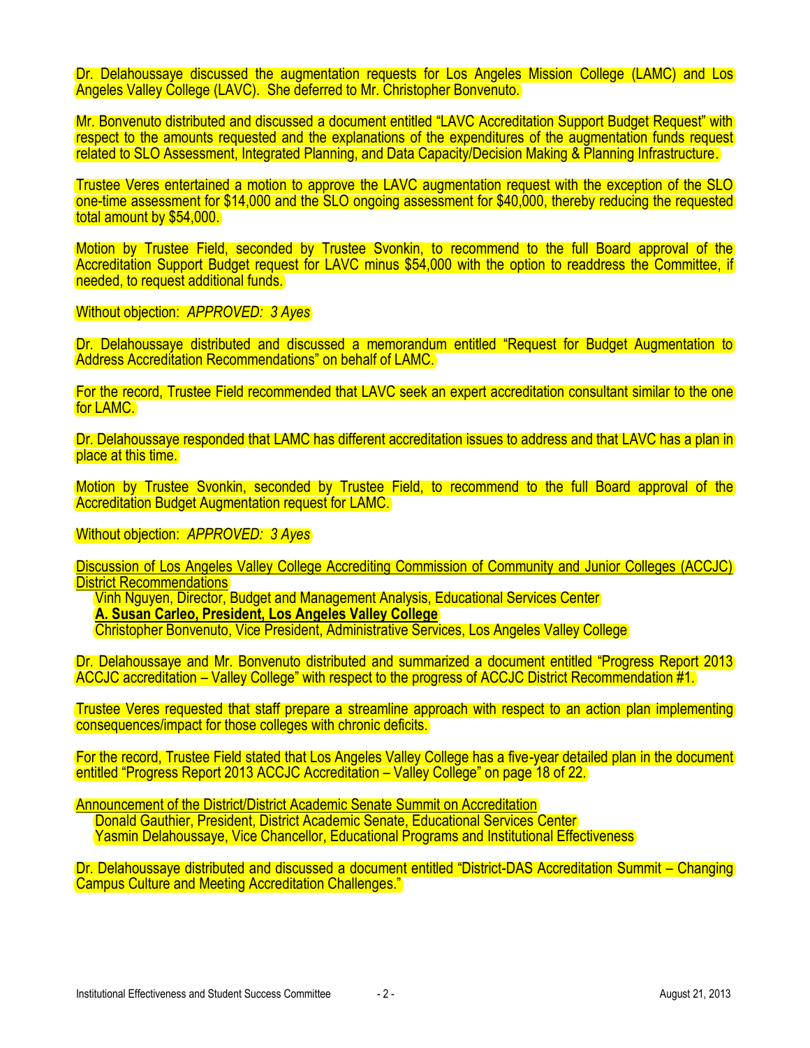Dr. Delahoussaye discussed the augmentation requests for Los Angeles Mission College (LAMC) and Los Angeles Valley College (LAVC). She deferred to Mr. Christopher Bonvenuto.

Mr. Bonvenuto distributed and discussed a document entitled “LAVC Accreditation Support Budget Request” with respect to the amounts requested and the explanations of the expenditures of the augmentation funds request related to SLO Assessment, Integrated Planning, and Data Capacity/Decision Making & Planning Infrastructure.

Trustee Veres entertained a motion to approve the LAVC augmentation request with the exception of the SLO one-time assessment for $14,000 and the SLO ongoing assessment for $40,000, thereby reducing the requested total amount by $54,000.

Motion by Trustee Field, seconded by Trustee Svonkin, to recommend to the full Board approval of the Accreditation Support Budget request for LAVC minus $54,000 with the option to readdress the Committee, if needed, to request additional funds.

Without objection: *APPROVED: 3 Ayes*

Dr. Delahoussaye distributed and discussed a memorandum entitled “Request for Budget Augmentation to Address Accreditation Recommendations” on behalf of LAMC.

For the record, Trustee Field recommended that LAVC seek an expert accreditation consultant similar to the one for LAMC.

Dr. Delahoussaye responded that LAMC has different accreditation issues to address and that LAVC has a plan in place at this time.

Motion by Trustee Svonkin, seconded by Trustee Field, to recommend to the full Board approval of the Accreditation Budget Augmentation request for LAMC.

Without objection: *APPROVED: 3 Ayes*

<u>Discussion of Los Angeles Valley College Accrediting Commission of Community and Junior Colleges (ACCJC) District Recommendations</u>

Vinh Nguyen, Director, Budget and Management Analysis, Educational Services Center
**<u>A. Susan Carleo, President, Los Angeles Valley College</u>**
Christopher Bonvenuto, Vice President, Administrative Services, Los Angeles Valley College

Dr. Delahoussaye and Mr. Bonvenuto distributed and summarized a document entitled “Progress Report 2013 ACCJC accreditation – Valley College” with respect to the progress of ACCJC District Recommendation #1.

Trustee Veres requested that staff prepare a streamline approach with respect to an action plan implementing consequences/impact for those colleges with chronic deficits.

For the record, Trustee Field stated that Los Angeles Valley College has a five-year detailed plan in the document entitled “Progress Report 2013 ACCJC Accreditation – Valley College” on page 18 of 22.

<u>Announcement of the District/District Academic Senate Summit on Accreditation</u>

Donald Gauthier, President, District Academic Senate, Educational Services Center
Yasmin Delahoussaye, Vice Chancellor, Educational Programs and Institutional Effectiveness

Dr. Delahoussaye distributed and discussed a document entitled “District-DAS Accreditation Summit – Changing Campus Culture and Meeting Accreditation Challenges.”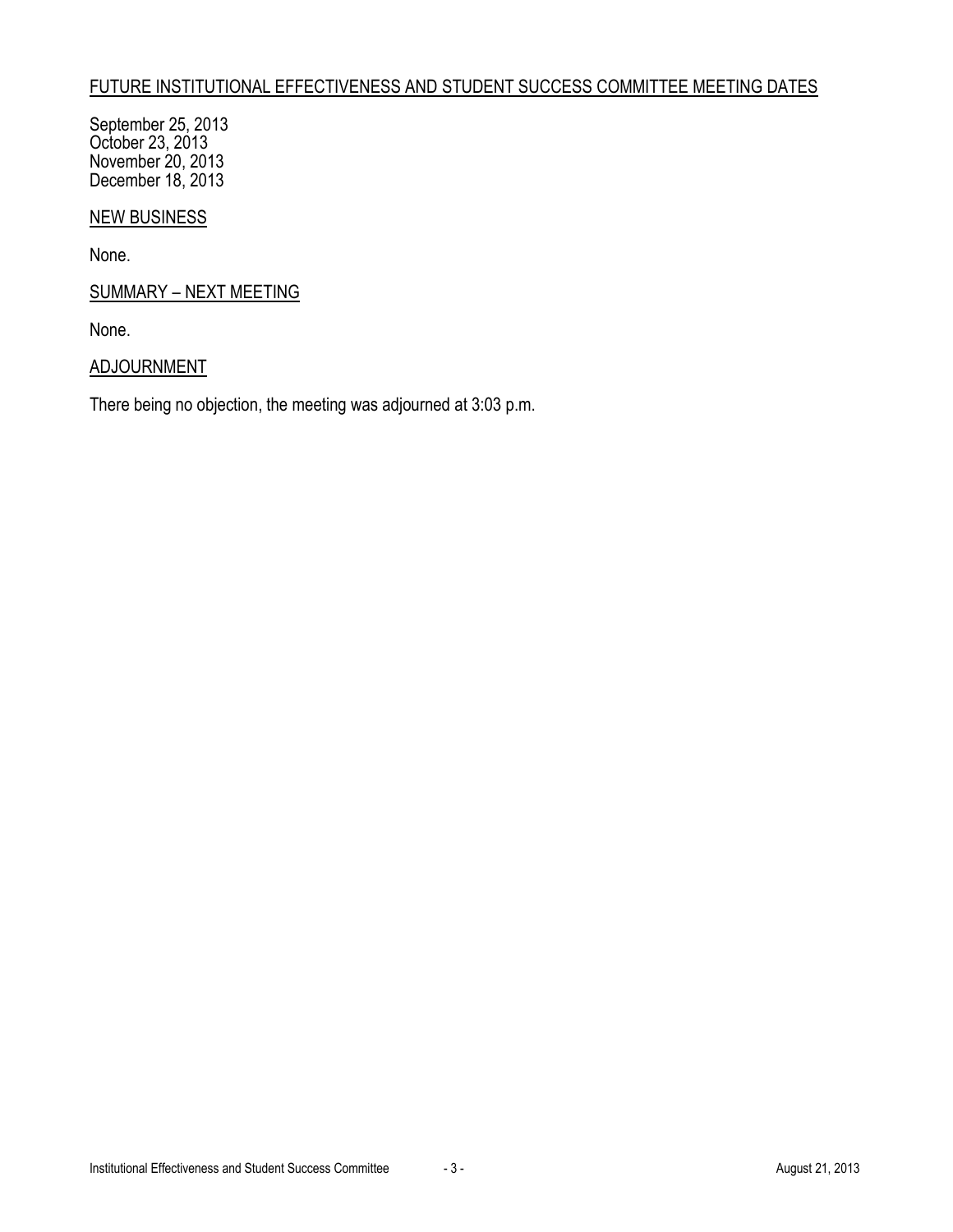## FUTURE INSTITUTIONAL EFFECTIVENESS AND STUDENT SUCCESS COMMITTEE MEETING DATES

September 25, 2013
October 23, 2013
November 20, 2013
December 18, 2013

## NEW BUSINESS

None.

## SUMMARY – NEXT MEETING

None.

## ADJOURNMENT

There being no objection, the meeting was adjourned at 3:03 p.m.